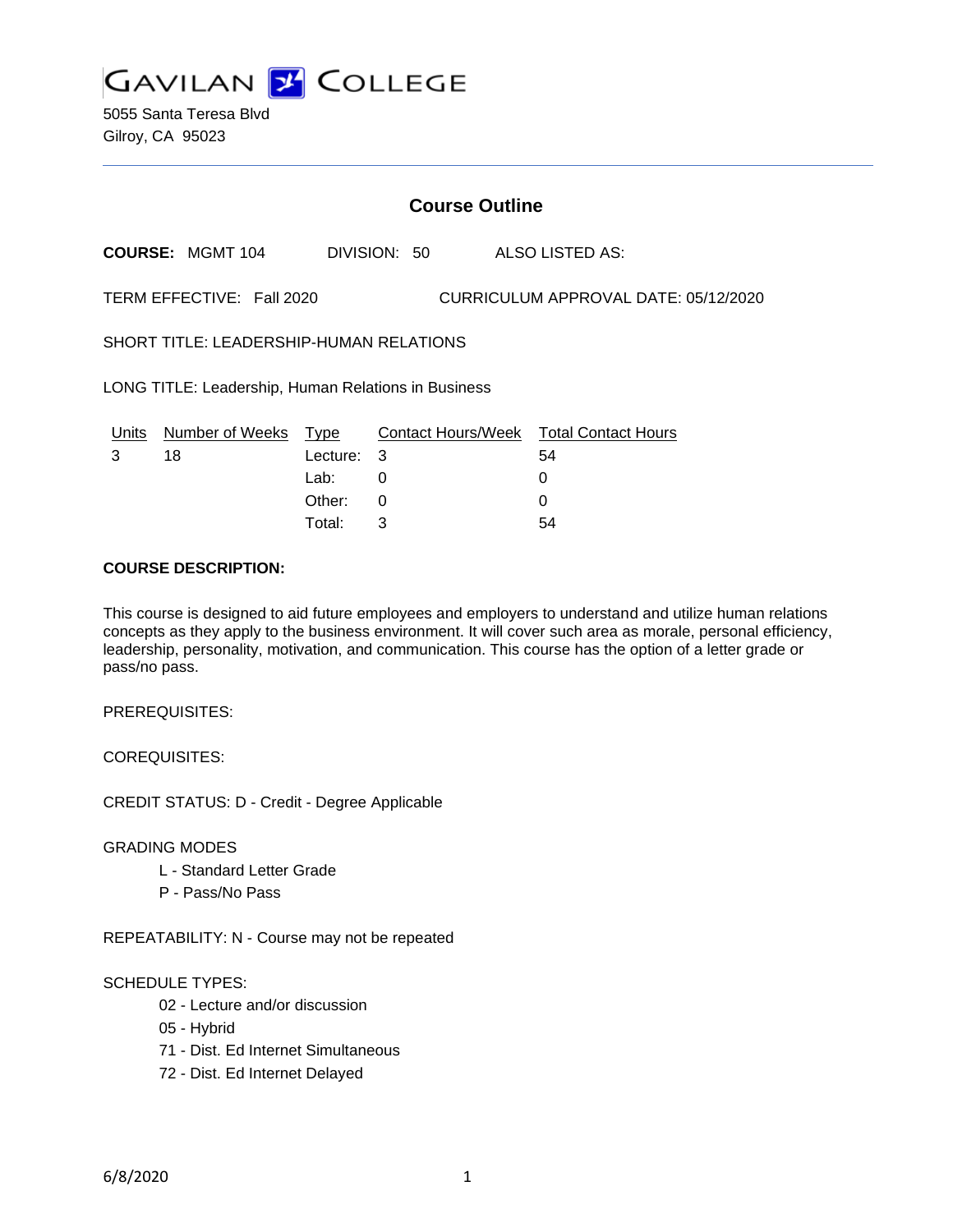# GAVILAN COLLEGE

5055 Santa Teresa Blvd
Gilroy, CA 95023

---

## Course Outline

**COURSE:** MGMT 104 DIVISION: 50 ALSO LISTED AS:

TERM EFFECTIVE: Fall 2020 CURRICULUM APPROVAL DATE: 05/12/2020

SHORT TITLE: LEADERSHIP-HUMAN RELATIONS

LONG TITLE: Leadership, Human Relations in Business

| Units | Number of Weeks | Type | Contact Hours/Week | Total Contact Hours |
|---|---|---|---|---|
| 3 | 18 | Lecture: | 3 | 54 |
| | | Lab: | 0 | 0 |
| | | Other: | 0 | 0 |
| | | Total: | 3 | 54 |

**COURSE DESCRIPTION:**

This course is designed to aid future employees and employers to understand and utilize human relations concepts as they apply to the business environment. It will cover such area as morale, personal efficiency, leadership, personality, motivation, and communication. This course has the option of a letter grade or pass/no pass.

PREREQUISITES:

COREQUISITES:

CREDIT STATUS: D - Credit - Degree Applicable

GRADING MODES

- L - Standard Letter Grade
- P - Pass/No Pass

REPEATABILITY: N - Course may not be repeated

SCHEDULE TYPES:

- 02 - Lecture and/or discussion
- 05 - Hybrid
- 71 - Dist. Ed Internet Simultaneous
- 72 - Dist. Ed Internet Delayed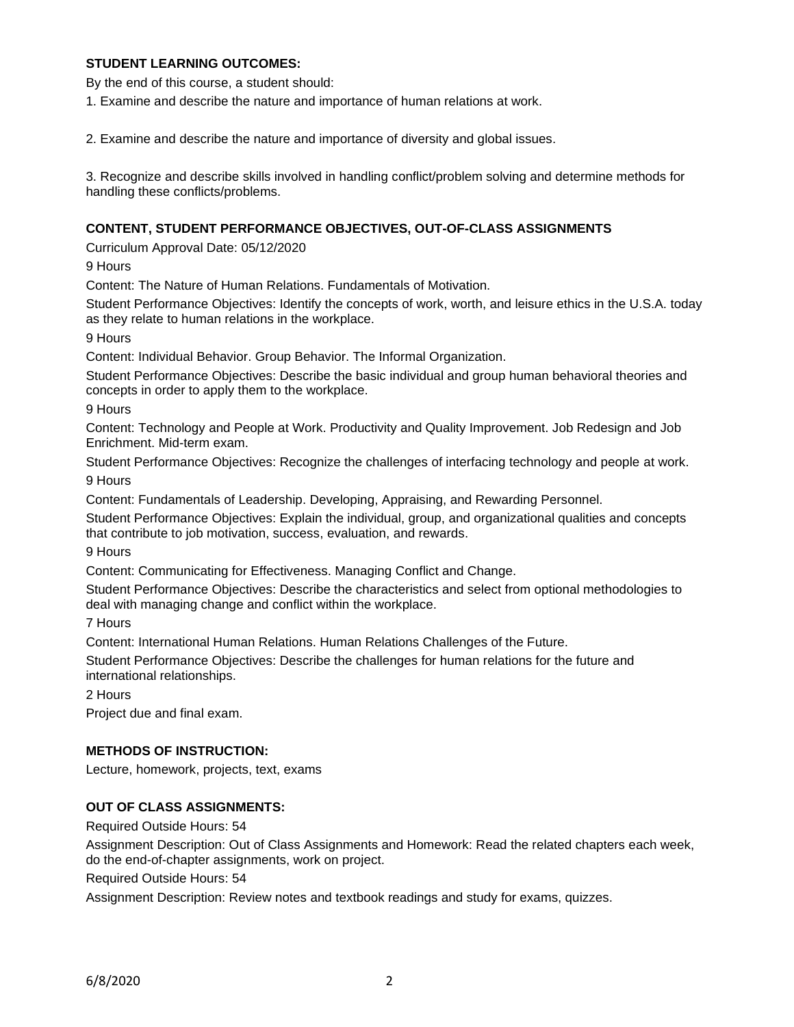## STUDENT LEARNING OUTCOMES:

By the end of this course, a student should:

1. Examine and describe the nature and importance of human relations at work.

2. Examine and describe the nature and importance of diversity and global issues.

3. Recognize and describe skills involved in handling conflict/problem solving and determine methods for handling these conflicts/problems.

## CONTENT, STUDENT PERFORMANCE OBJECTIVES, OUT-OF-CLASS ASSIGNMENTS

Curriculum Approval Date: 05/12/2020

9 Hours

Content: The Nature of Human Relations. Fundamentals of Motivation.

Student Performance Objectives: Identify the concepts of work, worth, and leisure ethics in the U.S.A. today as they relate to human relations in the workplace.

9 Hours

Content: Individual Behavior. Group Behavior. The Informal Organization.

Student Performance Objectives: Describe the basic individual and group human behavioral theories and concepts in order to apply them to the workplace.

9 Hours

Content: Technology and People at Work. Productivity and Quality Improvement. Job Redesign and Job Enrichment. Mid-term exam.

Student Performance Objectives: Recognize the challenges of interfacing technology and people at work.

9 Hours

Content: Fundamentals of Leadership. Developing, Appraising, and Rewarding Personnel.

Student Performance Objectives: Explain the individual, group, and organizational qualities and concepts that contribute to job motivation, success, evaluation, and rewards.

9 Hours

Content: Communicating for Effectiveness. Managing Conflict and Change.

Student Performance Objectives: Describe the characteristics and select from optional methodologies to deal with managing change and conflict within the workplace.

7 Hours

Content: International Human Relations. Human Relations Challenges of the Future.

Student Performance Objectives: Describe the challenges for human relations for the future and international relationships.

2 Hours

Project due and final exam.

## METHODS OF INSTRUCTION:

Lecture, homework, projects, text, exams

## OUT OF CLASS ASSIGNMENTS:

Required Outside Hours: 54

Assignment Description: Out of Class Assignments and Homework: Read the related chapters each week, do the end-of-chapter assignments, work on project.

Required Outside Hours: 54

Assignment Description: Review notes and textbook readings and study for exams, quizzes.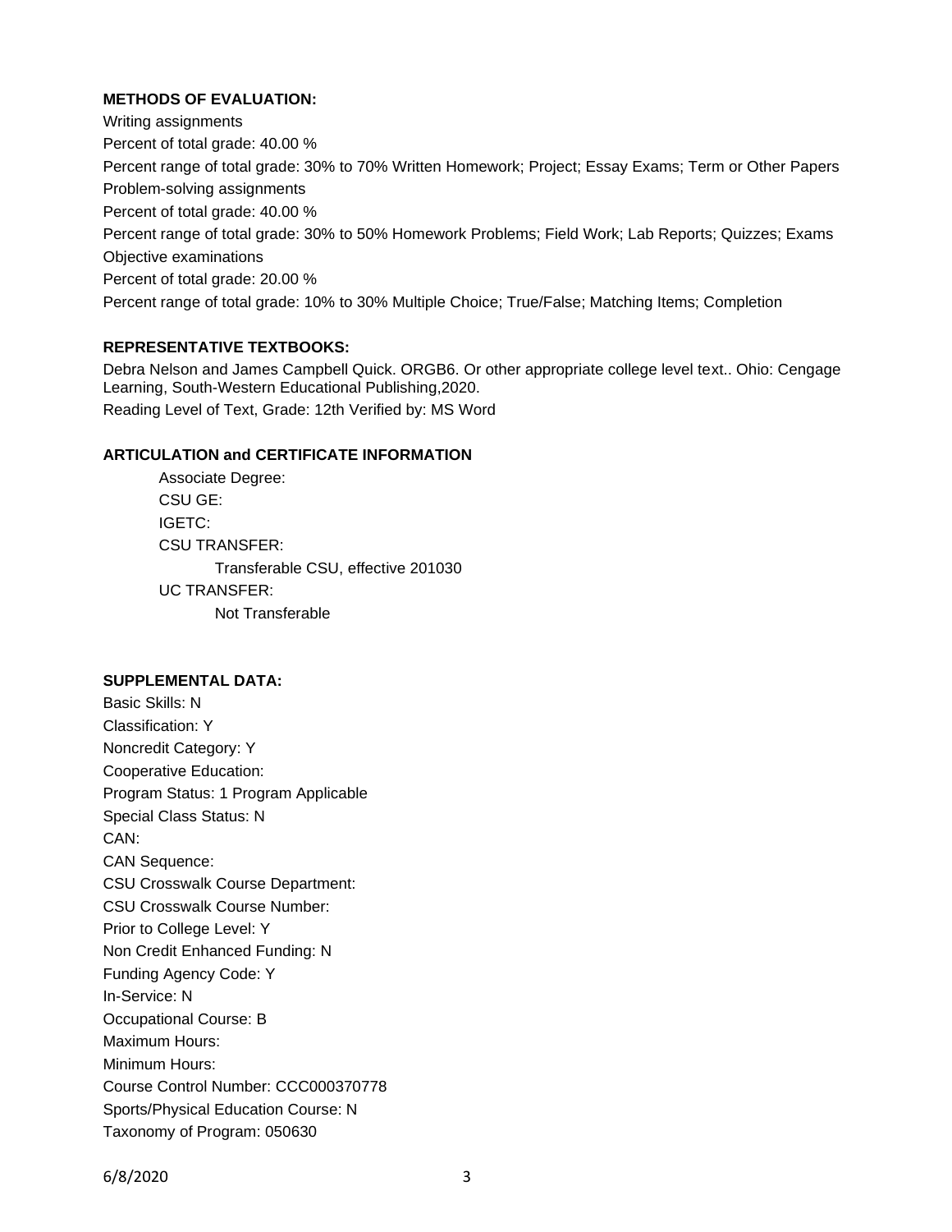**METHODS OF EVALUATION:**

Writing assignments

Percent of total grade: 40.00 %

Percent range of total grade: 30% to 70% Written Homework; Project; Essay Exams; Term or Other Papers

Problem-solving assignments

Percent of total grade: 40.00 %

Percent range of total grade: 30% to 50% Homework Problems; Field Work; Lab Reports; Quizzes; Exams

Objective examinations

Percent of total grade: 20.00 %

Percent range of total grade: 10% to 30% Multiple Choice; True/False; Matching Items; Completion

**REPRESENTATIVE TEXTBOOKS:**

Debra Nelson and James Campbell Quick. ORGB6. Or other appropriate college level text.. Ohio: Cengage Learning, South-Western Educational Publishing,2020.

Reading Level of Text, Grade: 12th Verified by: MS Word

**ARTICULATION and CERTIFICATE INFORMATION**

Associate Degree:

CSU GE:

IGETC:

CSU TRANSFER:

Transferable CSU, effective 201030

UC TRANSFER:

Not Transferable

**SUPPLEMENTAL DATA:**

Basic Skills: N

Classification: Y

Noncredit Category: Y

Cooperative Education:

Program Status: 1 Program Applicable

Special Class Status: N

CAN:

CAN Sequence:

CSU Crosswalk Course Department:

CSU Crosswalk Course Number:

Prior to College Level: Y

Non Credit Enhanced Funding: N

Funding Agency Code: Y

In-Service: N

Occupational Course: B

Maximum Hours:

Minimum Hours:

Course Control Number: CCC000370778

Sports/Physical Education Course: N

Taxonomy of Program: 050630